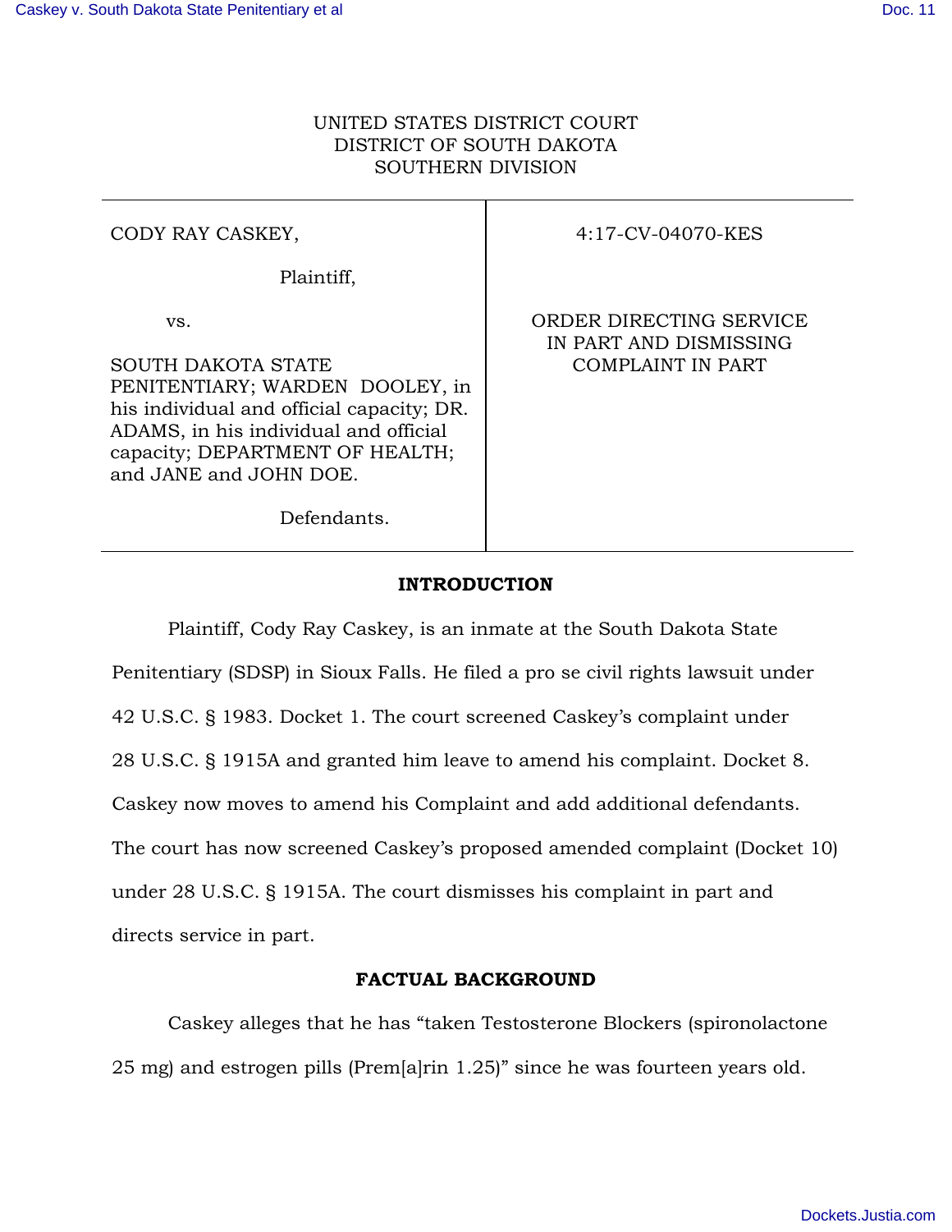UNITED STATES DISTRICT COURT
DISTRICT OF SOUTH DAKOTA
SOUTHERN DIVISION

| | |
|---|---|
| CODY RAY CASKEY,<br><br>Plaintiff,<br><br>vs.<br><br>SOUTH DAKOTA STATE PENITENTIARY; WARDEN DOOLEY, in his individual and official capacity; DR. ADAMS, in his individual and official capacity; DEPARTMENT OF HEALTH; and JANE and JOHN DOE.<br><br>Defendants. | 4:17-CV-04070-KES<br><br>ORDER DIRECTING SERVICE IN PART AND DISMISSING COMPLAINT IN PART |

## INTRODUCTION

Plaintiff, Cody Ray Caskey, is an inmate at the South Dakota State Penitentiary (SDSP) in Sioux Falls. He filed a pro se civil rights lawsuit under 42 U.S.C. § 1983. Docket 1. The court screened Caskey's complaint under 28 U.S.C. § 1915A and granted him leave to amend his complaint. Docket 8. Caskey now moves to amend his Complaint and add additional defendants. The court has now screened Caskey's proposed amended complaint (Docket 10) under 28 U.S.C. § 1915A. The court dismisses his complaint in part and directs service in part.

## FACTUAL BACKGROUND

Caskey alleges that he has "taken Testosterone Blockers (spironolactone 25 mg) and estrogen pills (Prem[a]rin 1.25)" since he was fourteen years old.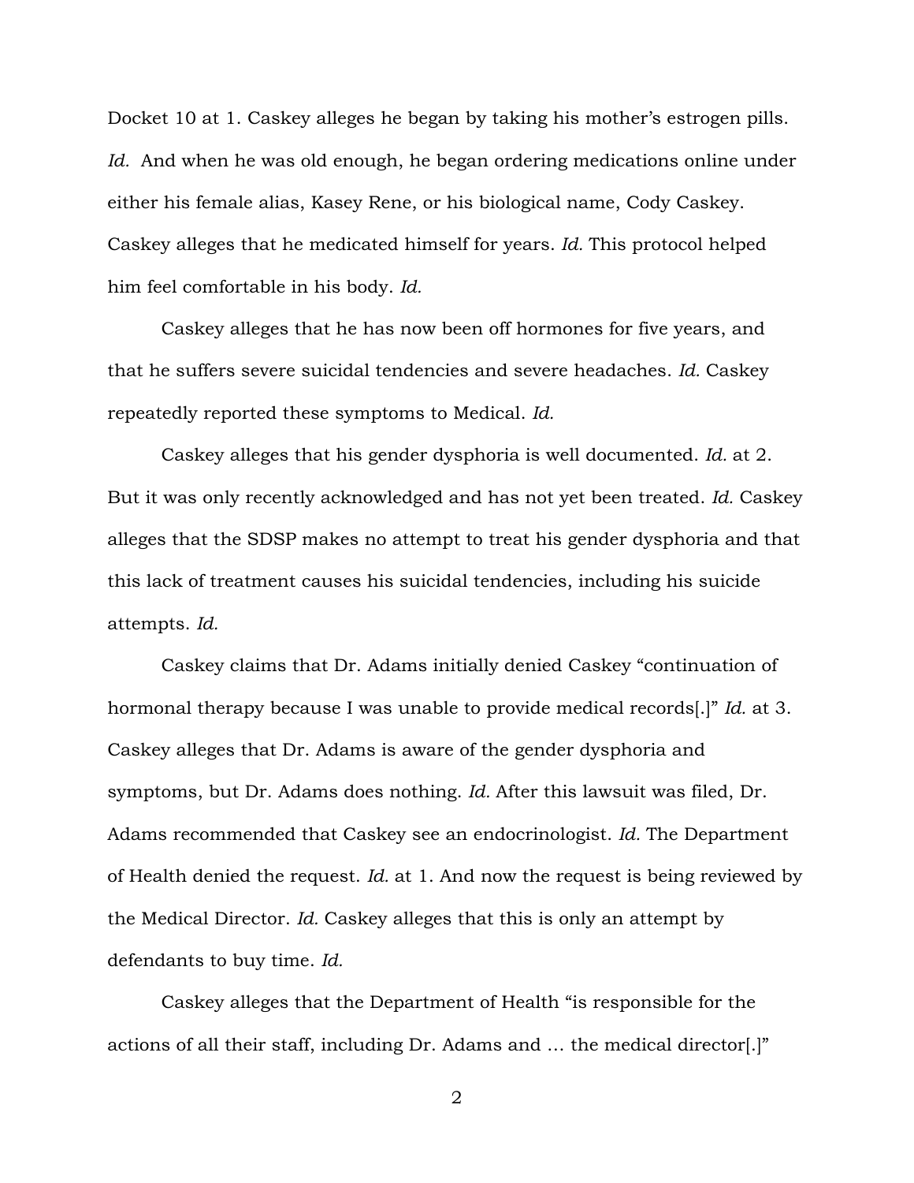Docket 10 at 1. Caskey alleges he began by taking his mother's estrogen pills. *Id.* And when he was old enough, he began ordering medications online under either his female alias, Kasey Rene, or his biological name, Cody Caskey. Caskey alleges that he medicated himself for years. *Id.* This protocol helped him feel comfortable in his body. *Id.*

Caskey alleges that he has now been off hormones for five years, and that he suffers severe suicidal tendencies and severe headaches. *Id.* Caskey repeatedly reported these symptoms to Medical. *Id.*

Caskey alleges that his gender dysphoria is well documented. *Id.* at 2. But it was only recently acknowledged and has not yet been treated. *Id.* Caskey alleges that the SDSP makes no attempt to treat his gender dysphoria and that this lack of treatment causes his suicidal tendencies, including his suicide attempts. *Id.*

Caskey claims that Dr. Adams initially denied Caskey "continuation of hormonal therapy because I was unable to provide medical records[.]" *Id.* at 3. Caskey alleges that Dr. Adams is aware of the gender dysphoria and symptoms, but Dr. Adams does nothing. *Id.* After this lawsuit was filed, Dr. Adams recommended that Caskey see an endocrinologist. *Id.* The Department of Health denied the request. *Id.* at 1. And now the request is being reviewed by the Medical Director. *Id.* Caskey alleges that this is only an attempt by defendants to buy time. *Id.*

Caskey alleges that the Department of Health "is responsible for the actions of all their staff, including Dr. Adams and … the medical director[.]"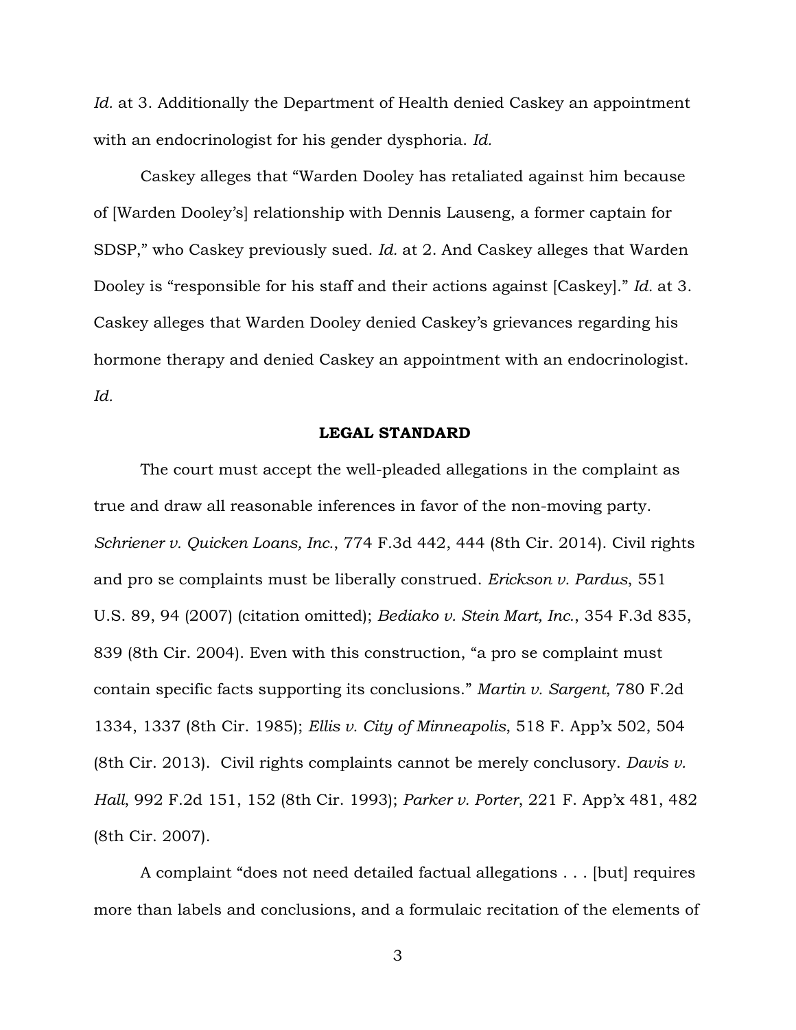*Id.* at 3. Additionally the Department of Health denied Caskey an appointment with an endocrinologist for his gender dysphoria. *Id.*

Caskey alleges that "Warden Dooley has retaliated against him because of [Warden Dooley's] relationship with Dennis Lauseng, a former captain for SDSP," who Caskey previously sued. *Id.* at 2. And Caskey alleges that Warden Dooley is "responsible for his staff and their actions against [Caskey]." *Id.* at 3. Caskey alleges that Warden Dooley denied Caskey's grievances regarding his hormone therapy and denied Caskey an appointment with an endocrinologist. *Id.*

## LEGAL STANDARD

The court must accept the well-pleaded allegations in the complaint as true and draw all reasonable inferences in favor of the non-moving party. *Schriener v. Quicken Loans, Inc.*, 774 F.3d 442, 444 (8th Cir. 2014). Civil rights and pro se complaints must be liberally construed. *Erickson v. Pardus*, 551 U.S. 89, 94 (2007) (citation omitted); *Bediako v. Stein Mart, Inc.*, 354 F.3d 835, 839 (8th Cir. 2004). Even with this construction, "a pro se complaint must contain specific facts supporting its conclusions." *Martin v. Sargent*, 780 F.2d 1334, 1337 (8th Cir. 1985); *Ellis v. City of Minneapolis*, 518 F. App'x 502, 504 (8th Cir. 2013). Civil rights complaints cannot be merely conclusory. *Davis v. Hall*, 992 F.2d 151, 152 (8th Cir. 1993); *Parker v. Porter*, 221 F. App'x 481, 482 (8th Cir. 2007).

A complaint "does not need detailed factual allegations . . . [but] requires more than labels and conclusions, and a formulaic recitation of the elements of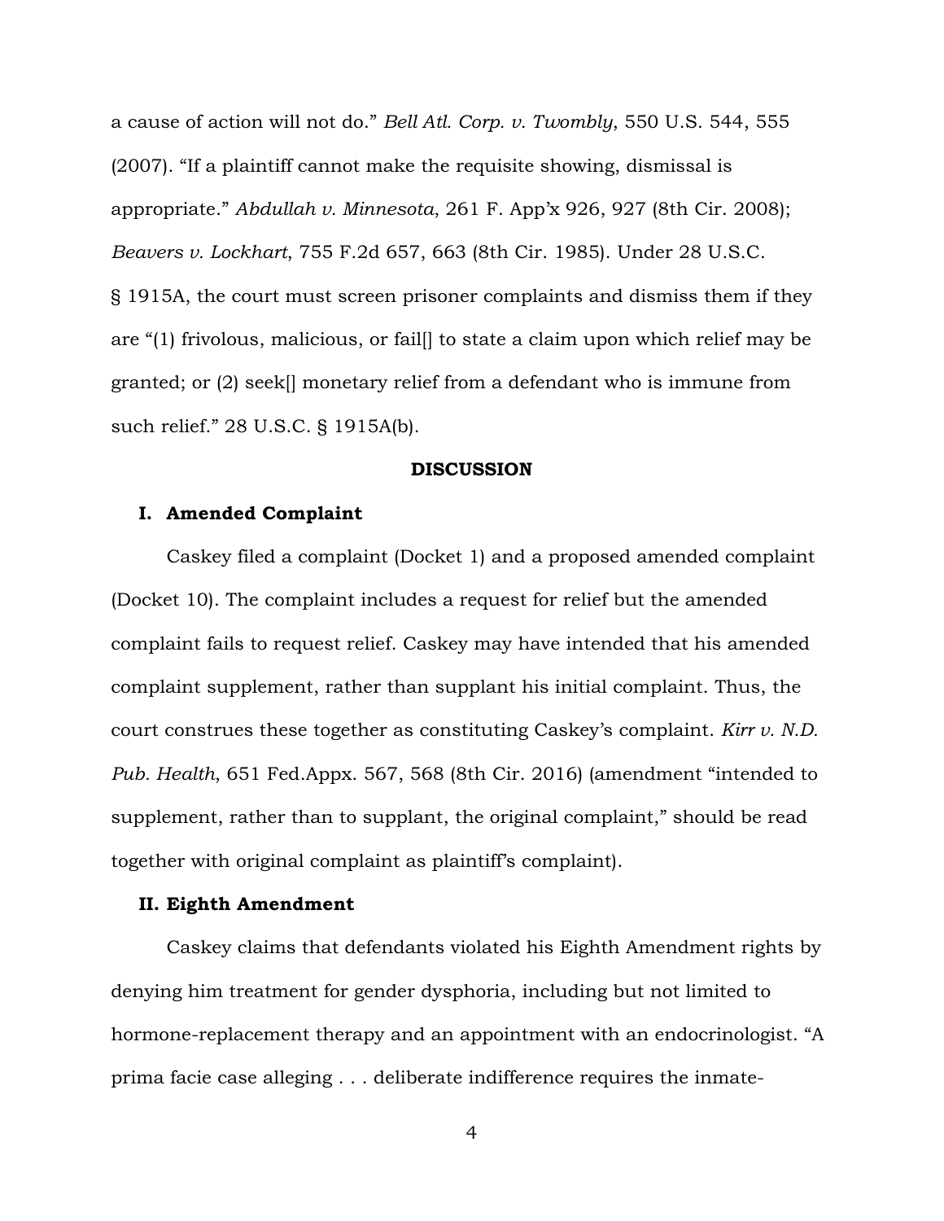a cause of action will not do." *Bell Atl. Corp. v. Twombly*, 550 U.S. 544, 555 (2007). "If a plaintiff cannot make the requisite showing, dismissal is appropriate." *Abdullah v. Minnesota*, 261 F. App'x 926, 927 (8th Cir. 2008); *Beavers v. Lockhart*, 755 F.2d 657, 663 (8th Cir. 1985). Under 28 U.S.C. § 1915A, the court must screen prisoner complaints and dismiss them if they are "(1) frivolous, malicious, or fail[] to state a claim upon which relief may be granted; or (2) seek[] monetary relief from a defendant who is immune from such relief." 28 U.S.C. § 1915A(b).

## DISCUSSION

### I. Amended Complaint

Caskey filed a complaint (Docket 1) and a proposed amended complaint (Docket 10). The complaint includes a request for relief but the amended complaint fails to request relief. Caskey may have intended that his amended complaint supplement, rather than supplant his initial complaint. Thus, the court construes these together as constituting Caskey's complaint. *Kirr v. N.D. Pub. Health*, 651 Fed.Appx. 567, 568 (8th Cir. 2016) (amendment "intended to supplement, rather than to supplant, the original complaint," should be read together with original complaint as plaintiff's complaint).

### II. Eighth Amendment

Caskey claims that defendants violated his Eighth Amendment rights by denying him treatment for gender dysphoria, including but not limited to hormone-replacement therapy and an appointment with an endocrinologist. "A prima facie case alleging . . . deliberate indifference requires the inmate-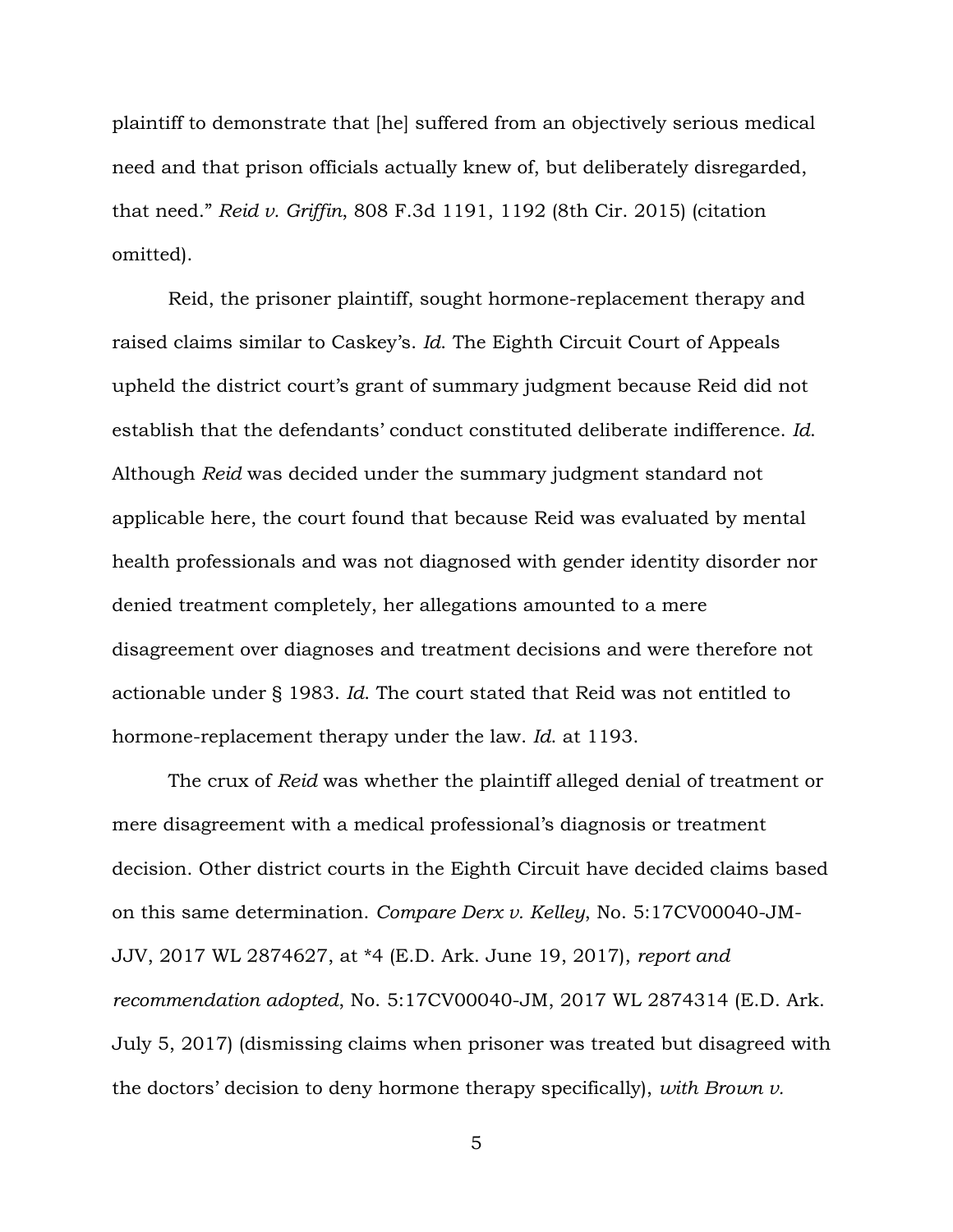plaintiff to demonstrate that [he] suffered from an objectively serious medical need and that prison officials actually knew of, but deliberately disregarded, that need." *Reid v. Griffin*, 808 F.3d 1191, 1192 (8th Cir. 2015) (citation omitted).

Reid, the prisoner plaintiff, sought hormone-replacement therapy and raised claims similar to Caskey's. *Id.* The Eighth Circuit Court of Appeals upheld the district court's grant of summary judgment because Reid did not establish that the defendants' conduct constituted deliberate indifference. *Id.* Although *Reid* was decided under the summary judgment standard not applicable here, the court found that because Reid was evaluated by mental health professionals and was not diagnosed with gender identity disorder nor denied treatment completely, her allegations amounted to a mere disagreement over diagnoses and treatment decisions and were therefore not actionable under § 1983. *Id.* The court stated that Reid was not entitled to hormone-replacement therapy under the law. *Id.* at 1193.

The crux of *Reid* was whether the plaintiff alleged denial of treatment or mere disagreement with a medical professional's diagnosis or treatment decision. Other district courts in the Eighth Circuit have decided claims based on this same determination. *Compare Derx v. Kelley*, No. 5:17CV00040-JM-JJV, 2017 WL 2874627, at *4 (E.D. Ark. June 19, 2017), *report and recommendation adopted*, No. 5:17CV00040-JM, 2017 WL 2874314 (E.D. Ark. July 5, 2017) (dismissing claims when prisoner was treated but disagreed with the doctors' decision to deny hormone therapy specifically), *with Brown v.*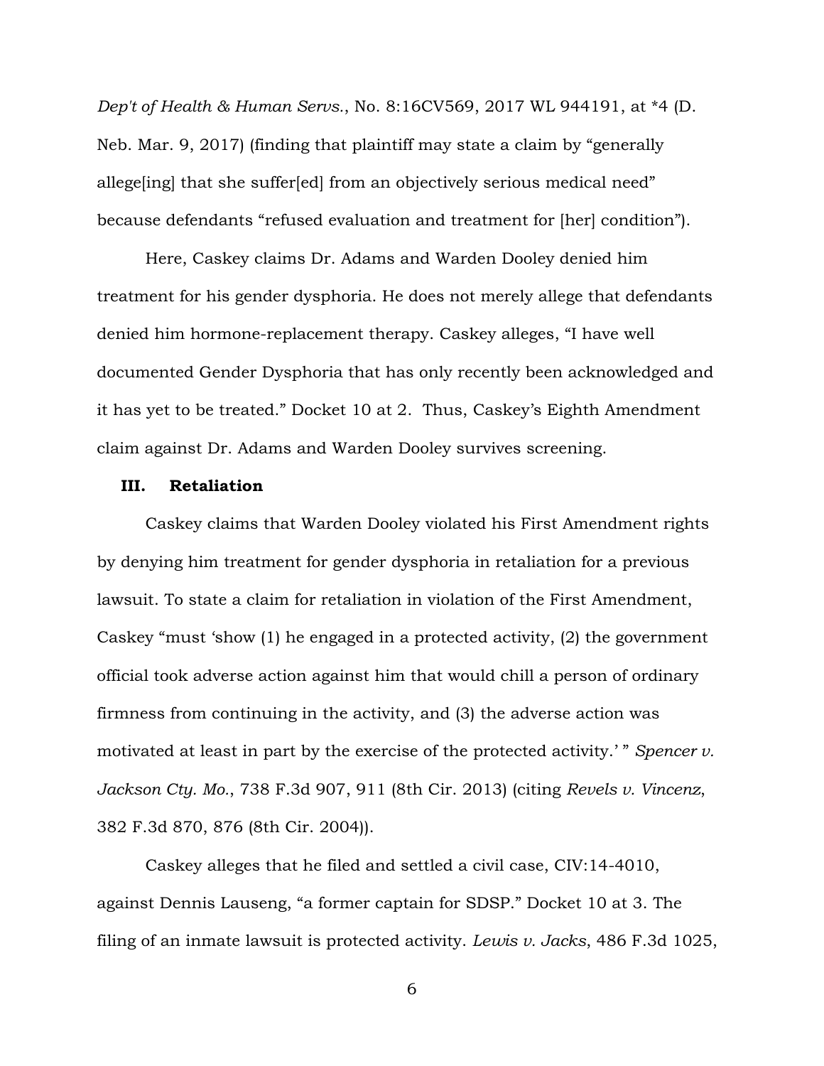*Dep't of Health & Human Servs.*, No. 8:16CV569, 2017 WL 944191, at *4 (D. Neb. Mar. 9, 2017) (finding that plaintiff may state a claim by "generally allege[ing] that she suffer[ed] from an objectively serious medical need" because defendants "refused evaluation and treatment for [her] condition").

Here, Caskey claims Dr. Adams and Warden Dooley denied him treatment for his gender dysphoria. He does not merely allege that defendants denied him hormone-replacement therapy. Caskey alleges, "I have well documented Gender Dysphoria that has only recently been acknowledged and it has yet to be treated." Docket 10 at 2. Thus, Caskey's Eighth Amendment claim against Dr. Adams and Warden Dooley survives screening.

## III. Retaliation

Caskey claims that Warden Dooley violated his First Amendment rights by denying him treatment for gender dysphoria in retaliation for a previous lawsuit. To state a claim for retaliation in violation of the First Amendment, Caskey "must 'show (1) he engaged in a protected activity, (2) the government official took adverse action against him that would chill a person of ordinary firmness from continuing in the activity, and (3) the adverse action was motivated at least in part by the exercise of the protected activity.' " *Spencer v. Jackson Cty. Mo.*, 738 F.3d 907, 911 (8th Cir. 2013) (citing *Revels v. Vincenz*, 382 F.3d 870, 876 (8th Cir. 2004)).

Caskey alleges that he filed and settled a civil case, CIV:14-4010, against Dennis Lauseng, "a former captain for SDSP." Docket 10 at 3. The filing of an inmate lawsuit is protected activity. *Lewis v. Jacks*, 486 F.3d 1025,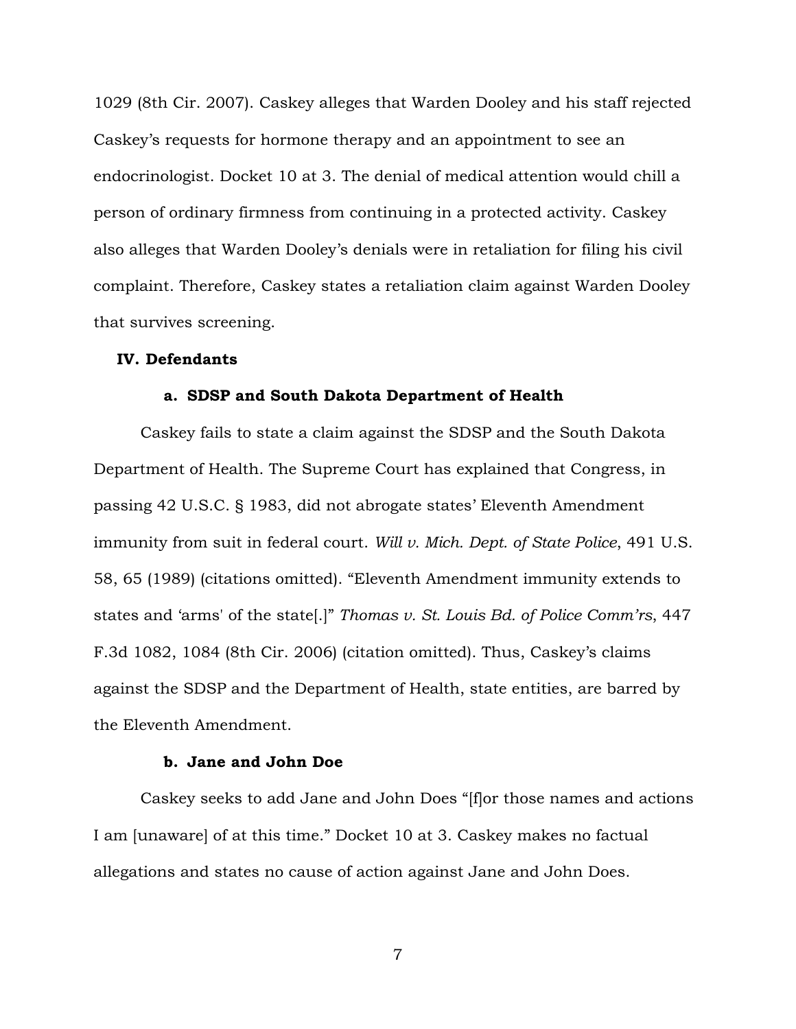1029 (8th Cir. 2007). Caskey alleges that Warden Dooley and his staff rejected Caskey's requests for hormone therapy and an appointment to see an endocrinologist. Docket 10 at 3. The denial of medical attention would chill a person of ordinary firmness from continuing in a protected activity. Caskey also alleges that Warden Dooley's denials were in retaliation for filing his civil complaint. Therefore, Caskey states a retaliation claim against Warden Dooley that survives screening.

## IV. Defendants

### a. SDSP and South Dakota Department of Health

Caskey fails to state a claim against the SDSP and the South Dakota Department of Health. The Supreme Court has explained that Congress, in passing 42 U.S.C. § 1983, did not abrogate states' Eleventh Amendment immunity from suit in federal court. *Will v. Mich. Dept. of State Police*, 491 U.S. 58, 65 (1989) (citations omitted). "Eleventh Amendment immunity extends to states and 'arms' of the state[.]" *Thomas v. St. Louis Bd. of Police Comm'rs*, 447 F.3d 1082, 1084 (8th Cir. 2006) (citation omitted). Thus, Caskey's claims against the SDSP and the Department of Health, state entities, are barred by the Eleventh Amendment.

### b. Jane and John Doe

Caskey seeks to add Jane and John Does "[f]or those names and actions I am [unaware] of at this time." Docket 10 at 3. Caskey makes no factual allegations and states no cause of action against Jane and John Does.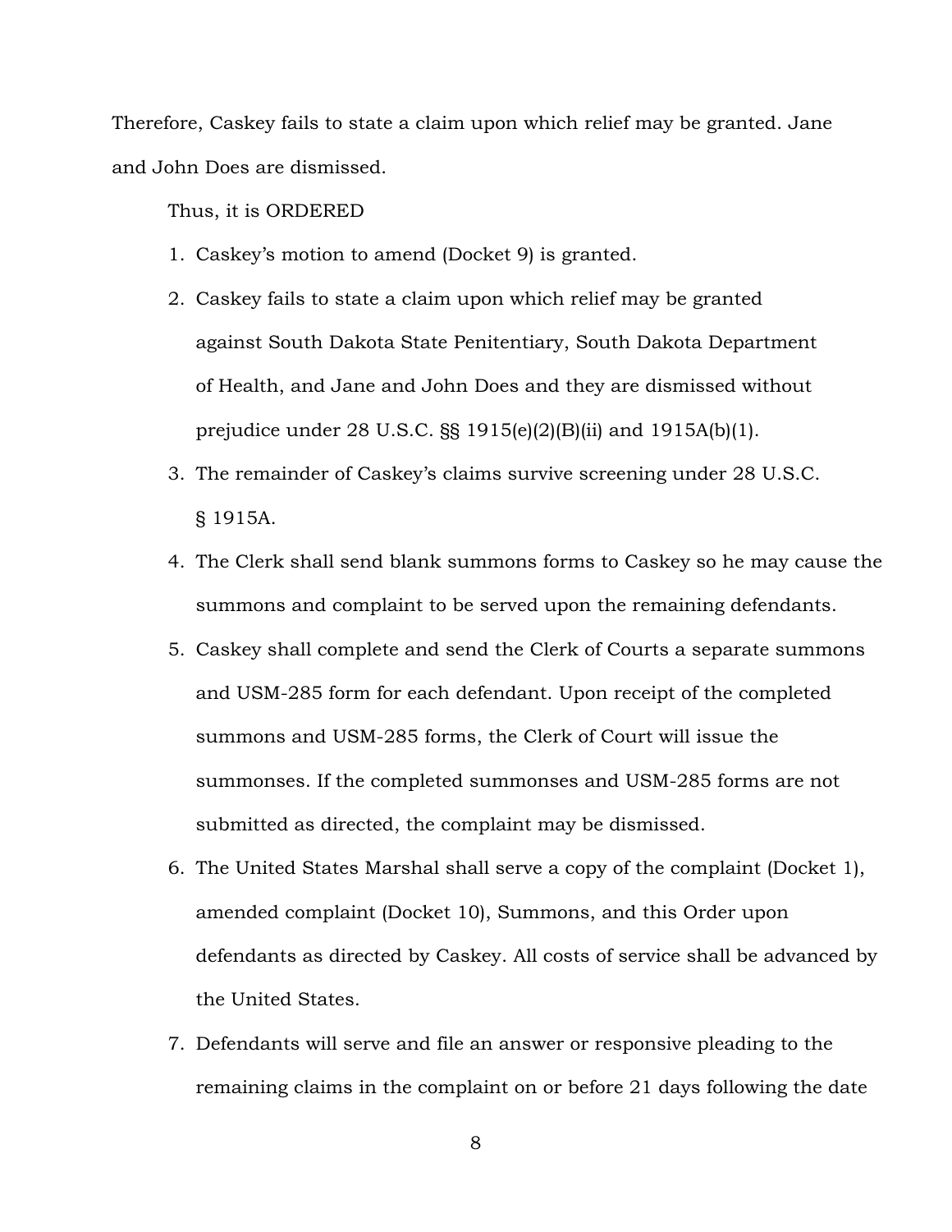Therefore, Caskey fails to state a claim upon which relief may be granted. Jane and John Does are dismissed.

Thus, it is ORDERED

1. Caskey's motion to amend (Docket 9) is granted.
2. Caskey fails to state a claim upon which relief may be granted against South Dakota State Penitentiary, South Dakota Department of Health, and Jane and John Does and they are dismissed without prejudice under 28 U.S.C. §§ 1915(e)(2)(B)(ii) and 1915A(b)(1).
3. The remainder of Caskey's claims survive screening under 28 U.S.C. § 1915A.
4. The Clerk shall send blank summons forms to Caskey so he may cause the summons and complaint to be served upon the remaining defendants.
5. Caskey shall complete and send the Clerk of Courts a separate summons and USM-285 form for each defendant. Upon receipt of the completed summons and USM-285 forms, the Clerk of Court will issue the summonses. If the completed summonses and USM-285 forms are not submitted as directed, the complaint may be dismissed.
6. The United States Marshal shall serve a copy of the complaint (Docket 1), amended complaint (Docket 10), Summons, and this Order upon defendants as directed by Caskey. All costs of service shall be advanced by the United States.
7. Defendants will serve and file an answer or responsive pleading to the remaining claims in the complaint on or before 21 days following the date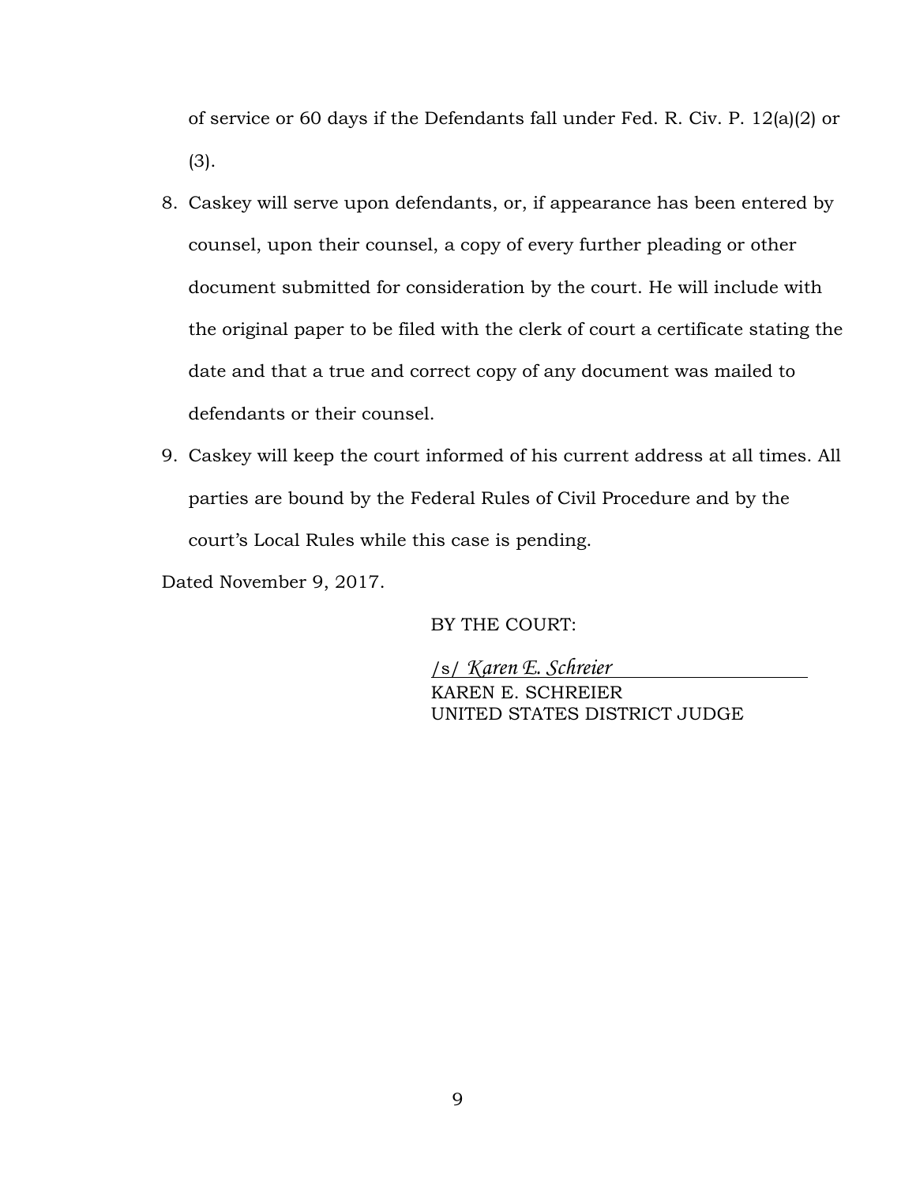of service or 60 days if the Defendants fall under Fed. R. Civ. P. 12(a)(2) or (3).

8. Caskey will serve upon defendants, or, if appearance has been entered by counsel, upon their counsel, a copy of every further pleading or other document submitted for consideration by the court. He will include with the original paper to be filed with the clerk of court a certificate stating the date and that a true and correct copy of any document was mailed to defendants or their counsel.
9. Caskey will keep the court informed of his current address at all times. All parties are bound by the Federal Rules of Civil Procedure and by the court's Local Rules while this case is pending.

Dated November 9, 2017.

BY THE COURT:

/s/ *Karen E. Schreier*
KAREN E. SCHREIER
UNITED STATES DISTRICT JUDGE